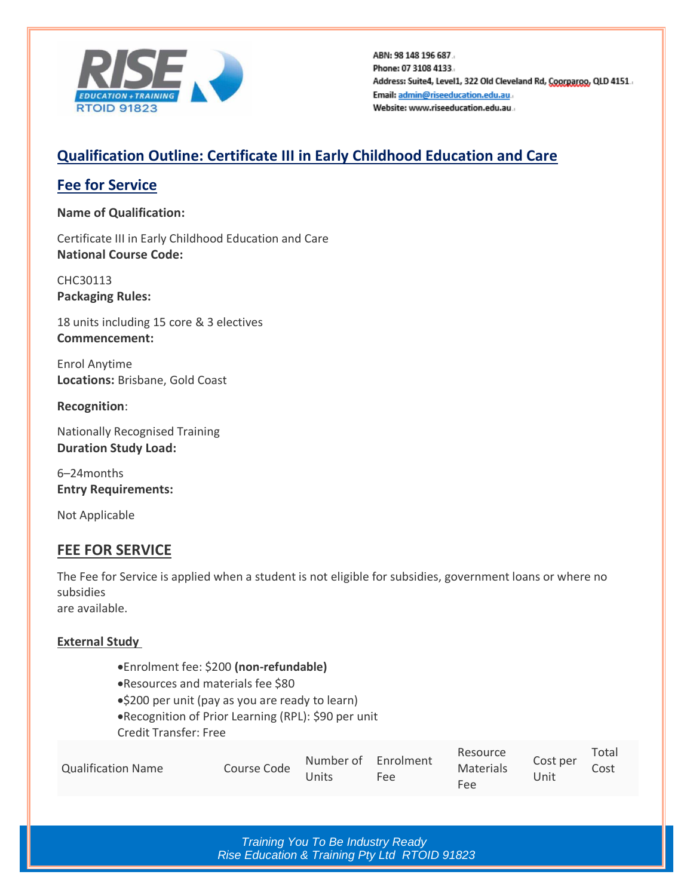ABN: 98 148 196 687
Phone: 07 3108 4133
Address: Suite4, Level1, 322 Old Cleveland Rd, Coorparoo, QLD 4151
Email: admin@riseducation.edu.au
Website: www.riseeducation.edu.au

## Qualification Outline: Certificate III in Early Childhood Education and Care

## Fee for Service

**Name of Qualification:**

Certificate III in Early Childhood Education and Care

**National Course Code:**

CHC30113

**Packaging Rules:**

18 units including 15 core & 3 electives

**Commencement:**

Enrol Anytime

**Locations:** Brisbane, Gold Coast

**Recognition**:

Nationally Recognised Training

**Duration Study Load:**

6–24months

**Entry Requirements:**

Not Applicable

## FEE FOR SERVICE

The Fee for Service is applied when a student is not eligible for subsidies, government loans or where no subsidies are available.

### External Study

- Enrolment fee: $200 **(non-refundable)**
- Resources and materials fee $80
- $200 per unit (pay as you are ready to learn)
- Recognition of Prior Learning (RPL): $90 per unit

Credit Transfer: Free

| Qualification Name | Course Code | Number of Units | Enrolment Fee | Resource Materials Fee | Cost per Unit | Total Cost |
|---|---|---|---|---|---|---|

*Training You To Be Industry Ready*
*Rise Education & Training Pty Ltd RTOID 91823*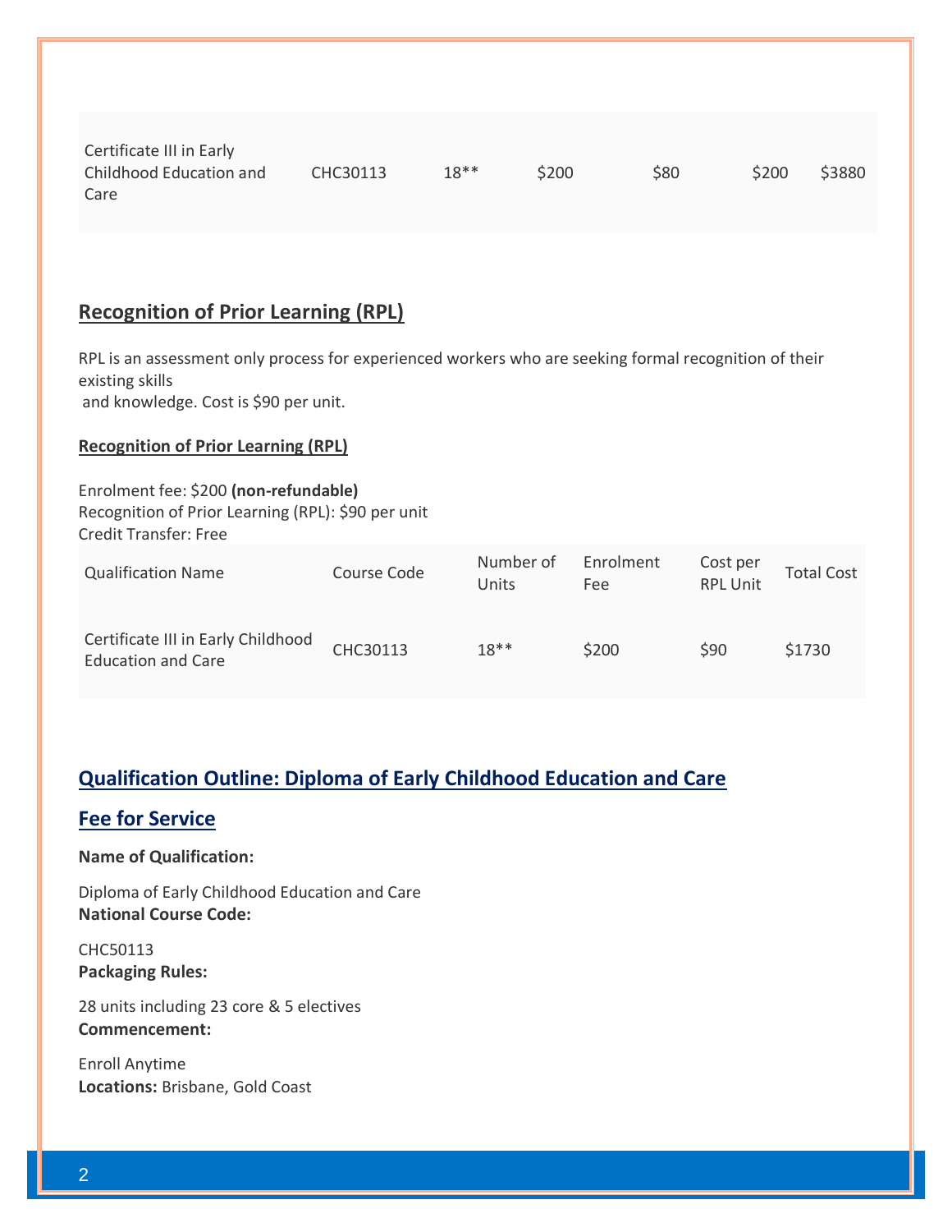| Certificate III in Early Childhood Education and Care | CHC30113 | 18** | $200 | $80 | $200 | $3880 |
|---|---|---|---|---|---|---|

## Recognition of Prior Learning (RPL)

RPL is an assessment only process for experienced workers who are seeking formal recognition of their existing skills and knowledge. Cost is $90 per unit.

### Recognition of Prior Learning (RPL)

Enrolment fee: $200 **(non-refundable)**
Recognition of Prior Learning (RPL): $90 per unit
Credit Transfer: Free

| Qualification Name | Course Code | Number of Units | Enrolment Fee | Cost per RPL Unit | Total Cost |
|---|---|---|---|---|---|
| Certificate III in Early Childhood Education and Care | CHC30113 | 18** | $200 | $90 | $1730 |

## Qualification Outline: Diploma of Early Childhood Education and Care

## Fee for Service

**Name of Qualification:**

Diploma of Early Childhood Education and Care

**National Course Code:**

CHC50113

**Packaging Rules:**

28 units including 23 core & 5 electives

**Commencement:**

Enroll Anytime

**Locations:** Brisbane, Gold Coast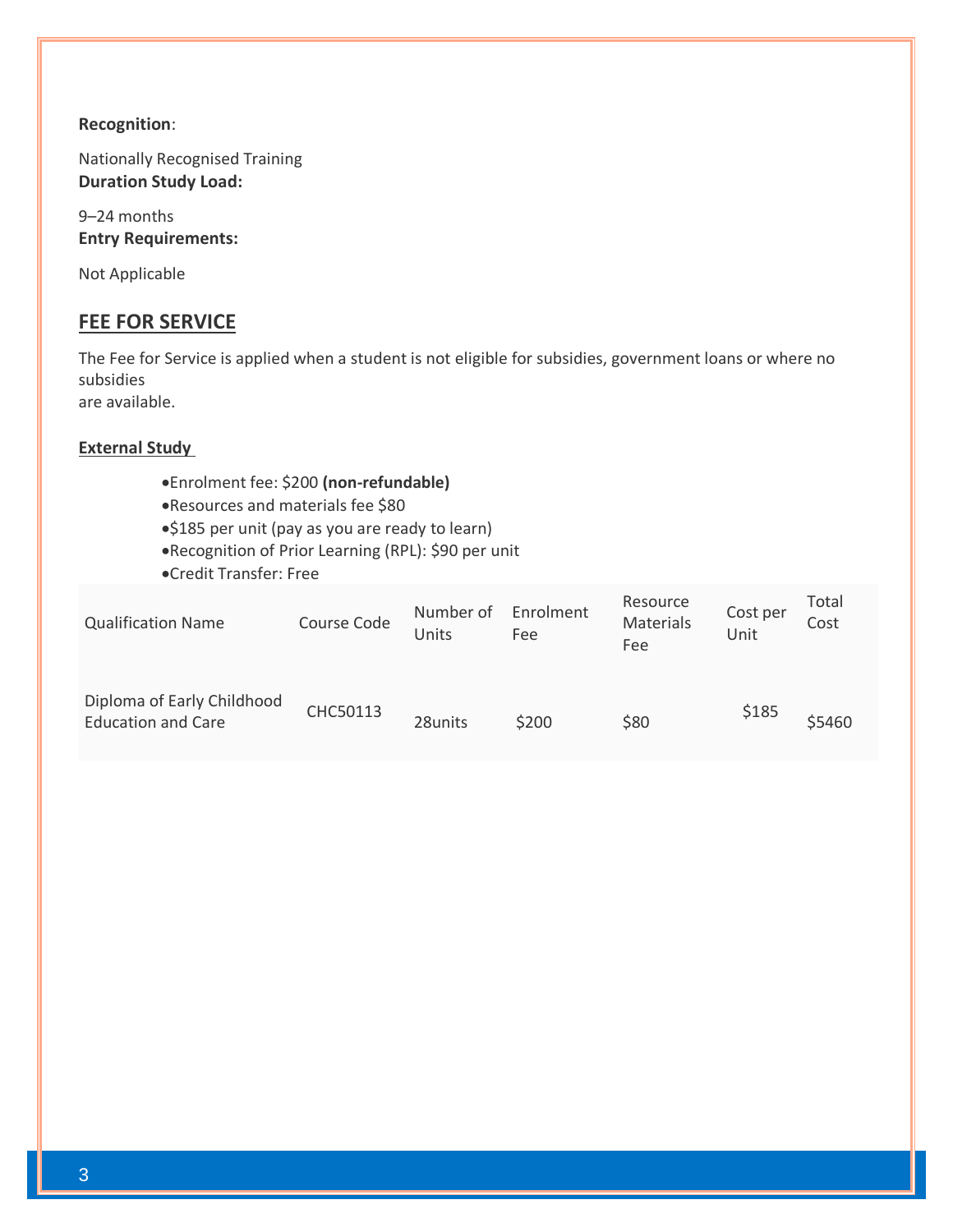**Recognition**:

Nationally Recognised Training

**Duration Study Load:**

9–24 months

**Entry Requirements:**

Not Applicable

## FEE FOR SERVICE

The Fee for Service is applied when a student is not eligible for subsidies, government loans or where no subsidies are available.

**External Study**

- Enrolment fee: $200 **(non-refundable)**
- Resources and materials fee $80
- $185 per unit (pay as you are ready to learn)
- Recognition of Prior Learning (RPL): $90 per unit
- Credit Transfer: Free

| Qualification Name | Course Code | Number of Units | Enrolment Fee | Resource Materials Fee | Cost per Unit | Total Cost |
|---|---|---|---|---|---|---|
| Diploma of Early Childhood Education and Care | CHC50113 | 28units | $200 | $80 | $185 | $5460 |